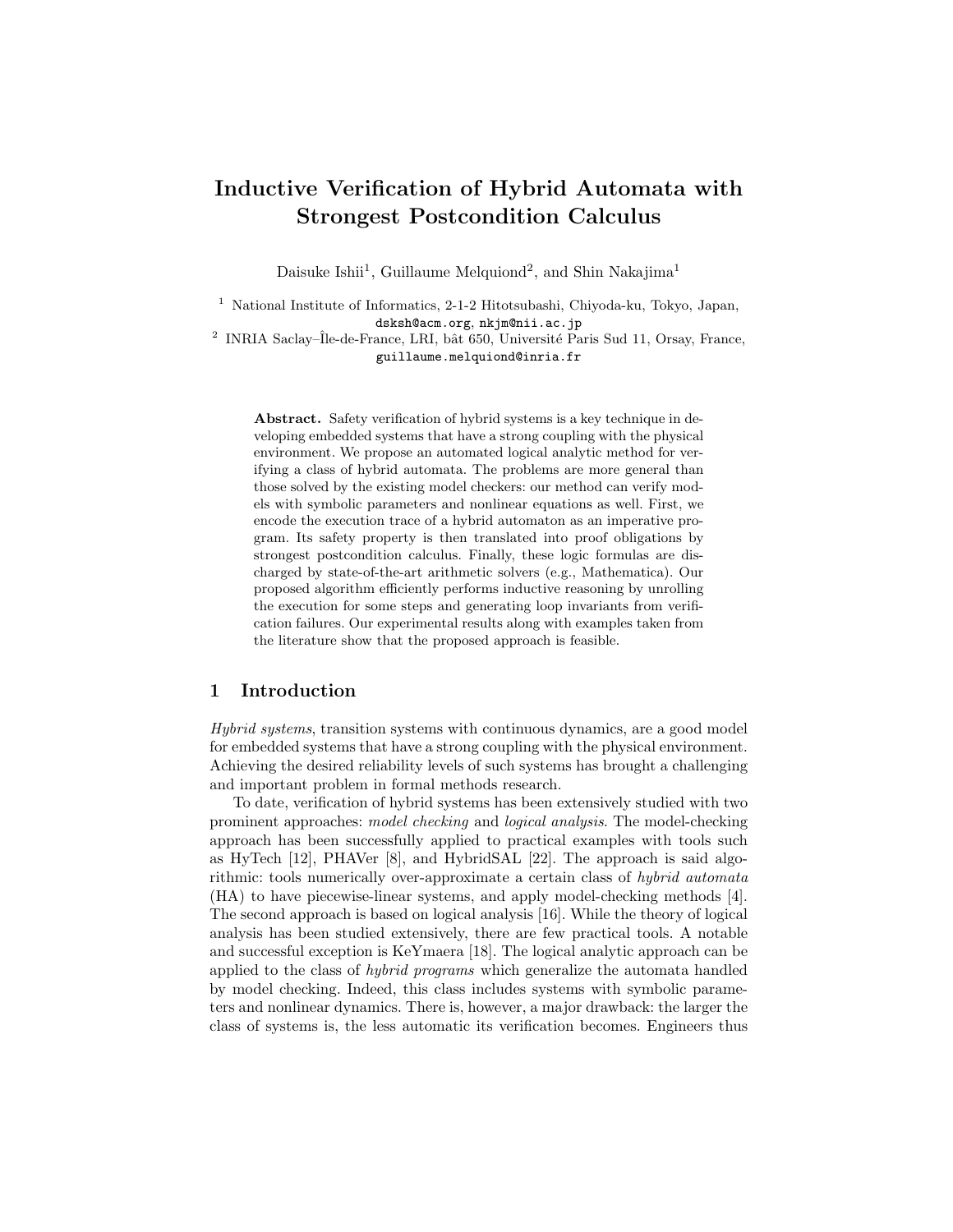# Inductive Verification of Hybrid Automata with Strongest Postcondition Calculus

Daisuke Ishii[1], Guillaume Melquiond[2], and Shin Nakajima[1]

[1] National Institute of Informatics, 2-1-2 Hitotsubashi, Chiyoda-ku, Tokyo, Japan, dsksh@acm.org, nkjm@nii.ac.jp

[2] INRIA Saclay–Île-de-France, LRI, bât 650, Université Paris Sud 11, Orsay, France, guillaume.melquiond@inria.fr

**Abstract.** Safety verification of hybrid systems is a key technique in developing embedded systems that have a strong coupling with the physical environment. We propose an automated logical analytic method for verifying a class of hybrid automata. The problems are more general than those solved by the existing model checkers: our method can verify models with symbolic parameters and nonlinear equations as well. First, we encode the execution trace of a hybrid automaton as an imperative program. Its safety property is then translated into proof obligations by strongest postcondition calculus. Finally, these logic formulas are discharged by state-of-the-art arithmetic solvers (e.g., Mathematica). Our proposed algorithm efficiently performs inductive reasoning by unrolling the execution for some steps and generating loop invariants from verification failures. Our experimental results along with examples taken from the literature show that the proposed approach is feasible.

## 1 Introduction

*Hybrid systems*, transition systems with continuous dynamics, are a good model for embedded systems that have a strong coupling with the physical environment. Achieving the desired reliability levels of such systems has brought a challenging and important problem in formal methods research.

To date, verification of hybrid systems has been extensively studied with two prominent approaches: *model checking* and *logical analysis*. The model-checking approach has been successfully applied to practical examples with tools such as HyTech [12], PHAVer [8], and HybridSAL [22]. The approach is said algorithmic: tools numerically over-approximate a certain class of *hybrid automata* (HA) to have piecewise-linear systems, and apply model-checking methods [4]. The second approach is based on logical analysis [16]. While the theory of logical analysis has been studied extensively, there are few practical tools. A notable and successful exception is KeYmaera [18]. The logical analytic approach can be applied to the class of *hybrid programs* which generalize the automata handled by model checking. Indeed, this class includes systems with symbolic parameters and nonlinear dynamics. There is, however, a major drawback: the larger the class of systems is, the less automatic its verification becomes. Engineers thus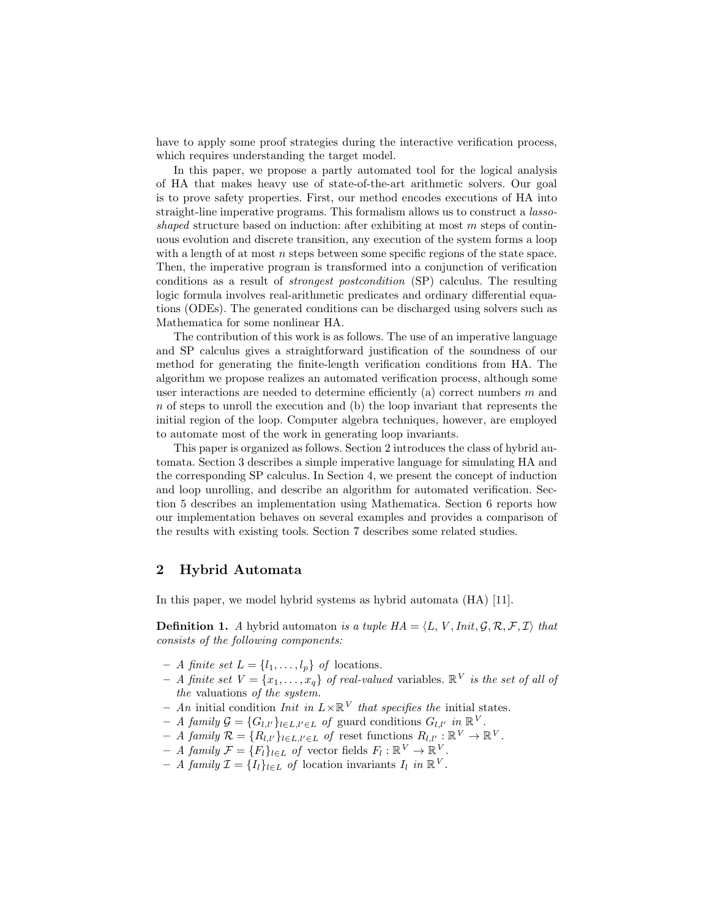have to apply some proof strategies during the interactive verification process, which requires understanding the target model.

In this paper, we propose a partly automated tool for the logical analysis of HA that makes heavy use of state-of-the-art arithmetic solvers. Our goal is to prove safety properties. First, our method encodes executions of HA into straight-line imperative programs. This formalism allows us to construct a *lasso-shaped* structure based on induction: after exhibiting at most $m$ steps of continuous evolution and discrete transition, any execution of the system forms a loop with a length of at most $n$ steps between some specific regions of the state space. Then, the imperative program is transformed into a conjunction of verification conditions as a result of *strongest postcondition* (SP) calculus. The resulting logic formula involves real-arithmetic predicates and ordinary differential equations (ODEs). The generated conditions can be discharged using solvers such as Mathematica for some nonlinear HA.

The contribution of this work is as follows. The use of an imperative language and SP calculus gives a straightforward justification of the soundness of our method for generating the finite-length verification conditions from HA. The algorithm we propose realizes an automated verification process, although some user interactions are needed to determine efficiently (a) correct numbers $m$ and $n$ of steps to unroll the execution and (b) the loop invariant that represents the initial region of the loop. Computer algebra techniques, however, are employed to automate most of the work in generating loop invariants.

This paper is organized as follows. Section 2 introduces the class of hybrid automata. Section 3 describes a simple imperative language for simulating HA and the corresponding SP calculus. In Section 4, we present the concept of induction and loop unrolling, and describe an algorithm for automated verification. Section 5 describes an implementation using Mathematica. Section 6 reports how our implementation behaves on several examples and provides a comparison of the results with existing tools. Section 7 describes some related studies.

## 2 Hybrid Automata

In this paper, we model hybrid systems as hybrid automata (HA) [11].

**Definition 1.** *A* hybrid automaton *is a tuple* $HA = \langle L, V, Init, \mathcal{G}, \mathcal{R}, \mathcal{F}, \mathcal{I}\rangle$ *that consists of the following components:*

- *A finite set* $L = \{l_1, \ldots, l_p\}$ *of* locations.
- *A finite set* $V = \{x_1, \ldots, x_q\}$ *of real-valued* variables. $\mathbb{R}^V$ *is the set of all of the* valuations *of the system.*
- *An* initial condition *Init in* $L \times \mathbb{R}^V$ *that specifies the* initial states.
- *A family* $\mathcal{G} = \{G_{l,l'}\}_{l \in L, l' \in L}$ *of* guard conditions $G_{l,l'}$ *in* $\mathbb{R}^V$.
- *A family* $\mathcal{R} = \{R_{l,l'}\}_{l \in L, l' \in L}$ *of* reset functions $R_{l,l'} : \mathbb{R}^V \to \mathbb{R}^V$.
- *A family* $\mathcal{F} = \{F_l\}_{l \in L}$ *of* vector fields $F_l : \mathbb{R}^V \to \mathbb{R}^V$.
- *A family* $\mathcal{I} = \{I_l\}_{l \in L}$ *of* location invariants $I_l$ *in* $\mathbb{R}^V$.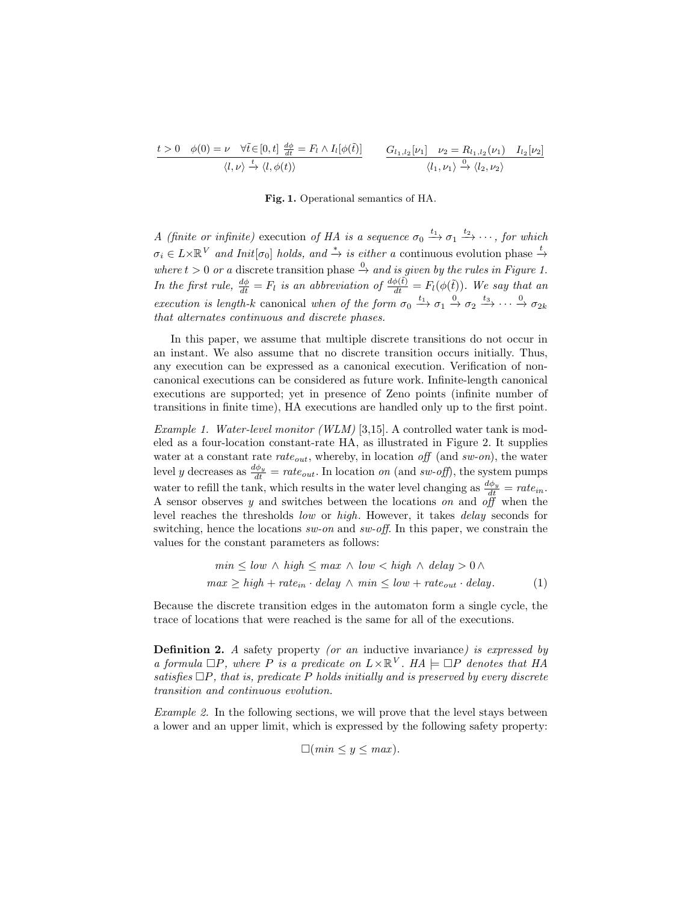$$\frac{t > 0 \quad \phi(0) = \nu \quad \forall \tilde{t} \in [0, t] \ \frac{d\phi}{dt} = F_l \wedge I_l[\phi(\tilde{t})]}{\langle l, \nu \rangle \xrightarrow{t} \langle l, \phi(t) \rangle} \qquad \frac{G_{l_1,l_2}[\nu_1] \quad \nu_2 = R_{l_1,l_2}(\nu_1) \quad I_{l_2}[\nu_2]}{\langle l_1, \nu_1 \rangle \xrightarrow{0} \langle l_2, \nu_2 \rangle}$$

**Fig. 1.** Operational semantics of HA.

*A (finite or infinite)* execution *of HA is a sequence* $\sigma_0 \xrightarrow{t_1} \sigma_1 \xrightarrow{t_2} \cdots$*, for which* $\sigma_i \in L \times \mathbb{R}^V$ *and* $Init[\sigma_0]$ *holds, and* $\xrightarrow{*}$ *is either a* continuous evolution phase $\xrightarrow{t}$ *where* $t > 0$ *or a* discrete transition phase $\xrightarrow{0}$ *and is given by the rules in Figure 1. In the first rule,* $\frac{d\phi}{dt} = F_l$ *is an abbreviation of* $\frac{d\phi(\tilde{t})}{dt} = F_l(\phi(\tilde{t}))$*. We say that an execution is length-k* canonical *when of the form* $\sigma_0 \xrightarrow{t_1} \sigma_1 \xrightarrow{0} \sigma_2 \xrightarrow{t_3} \cdots \xrightarrow{0} \sigma_{2k}$ *that alternates continuous and discrete phases.*

In this paper, we assume that multiple discrete transitions do not occur in an instant. We also assume that no discrete transition occurs initially. Thus, any execution can be expressed as a canonical execution. Verification of non-canonical executions can be considered as future work. Infinite-length canonical executions are supported; yet in presence of Zeno points (infinite number of transitions in finite time), HA executions are handled only up to the first point.

*Example 1. Water-level monitor (WLM)* [3,15]. A controlled water tank is modeled as a four-location constant-rate HA, as illustrated in Figure 2. It supplies water at a constant rate $rate_{out}$, whereby, in location *off* (and *sw-on*), the water level $y$ decreases as $\frac{d\phi_y}{dt} = rate_{out}$. In location *on* (and *sw-off*), the system pumps water to refill the tank, which results in the water level changing as $\frac{d\phi_y}{dt} = rate_{in}$. A sensor observes $y$ and switches between the locations *on* and *off* when the level reaches the thresholds *low* or *high*. However, it takes *delay* seconds for switching, hence the locations *sw-on* and *sw-off*. In this paper, we constrain the values for the constant parameters as follows:

$$\begin{aligned} &min \leq low \wedge high \leq max \wedge low < high \wedge delay > 0 \wedge \\ &max \geq high + rate_{in} \cdot delay \wedge min \leq low + rate_{out} \cdot delay. \end{aligned} \quad (1)$$

Because the discrete transition edges in the automaton form a single cycle, the trace of locations that were reached is the same for all of the executions.

**Definition 2.** *A* safety property *(or an* inductive invariance*) is expressed by a formula* $\Box P$*, where* $P$ *is a predicate on* $L \times \mathbb{R}^V$*.* $HA \models \Box P$ *denotes that HA satisfies* $\Box P$*, that is, predicate* $P$ *holds initially and is preserved by every discrete transition and continuous evolution.*

*Example 2.* In the following sections, we will prove that the level stays between a lower and an upper limit, which is expressed by the following safety property:

$$\Box(min \leq y \leq max).$$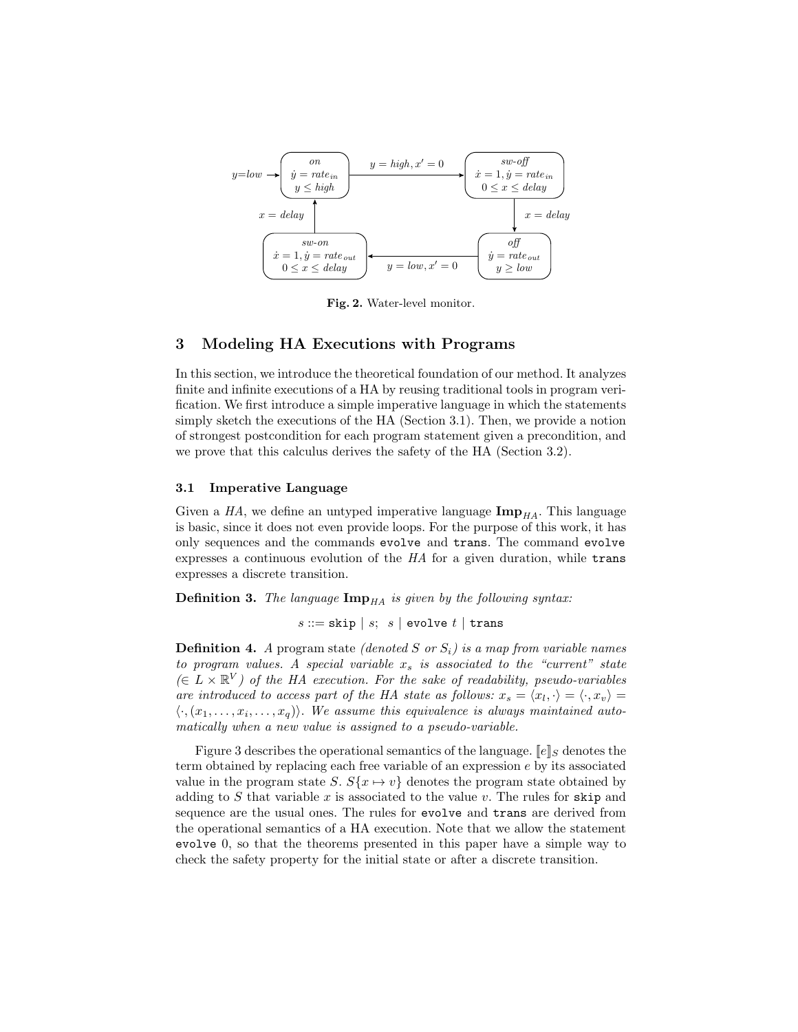**Fig. 2.** Water-level monitor.

## 3 Modeling HA Executions with Programs

In this section, we introduce the theoretical foundation of our method. It analyzes finite and infinite executions of a HA by reusing traditional tools in program verification. We first introduce a simple imperative language in which the statements simply sketch the executions of the HA (Section 3.1). Then, we provide a notion of strongest postcondition for each program statement given a precondition, and we prove that this calculus derives the safety of the HA (Section 3.2).

### 3.1 Imperative Language

Given a *HA*, we define an untyped imperative language $\mathbf{Imp}_{HA}$. This language is basic, since it does not even provide loops. For the purpose of this work, it has only sequences and the commands `evolve` and `trans`. The command `evolve` expresses a continuous evolution of the *HA* for a given duration, while `trans` expresses a discrete transition.

**Definition 3.** *The language $\mathbf{Imp}_{HA}$ is given by the following syntax:*

$$s ::= \texttt{skip} \mid s;\ \ s \mid \texttt{evolve}\ t \mid \texttt{trans}$$

**Definition 4.** *A* program state *(denoted $S$ or $S_i$) is a map from variable names to program values. A special variable $x_s$ is associated to the "current" state ($\in L \times \mathbb{R}^V$) of the HA execution. For the sake of readability, pseudo-variables are introduced to access part of the HA state as follows: $x_s = \langle x_l, \cdot \rangle = \langle \cdot, x_v \rangle = \langle \cdot, (x_1, \ldots, x_i, \ldots, x_q) \rangle$. We assume this equivalence is always maintained automatically when a new value is assigned to a pseudo-variable.*

Figure 3 describes the operational semantics of the language. $[\![e]\!]_S$ denotes the term obtained by replacing each free variable of an expression $e$ by its associated value in the program state $S$. $S\{x \mapsto v\}$ denotes the program state obtained by adding to $S$ that variable $x$ is associated to the value $v$. The rules for `skip` and sequence are the usual ones. The rules for `evolve` and `trans` are derived from the operational semantics of a HA execution. Note that we allow the statement `evolve` 0, so that the theorems presented in this paper have a simple way to check the safety property for the initial state or after a discrete transition.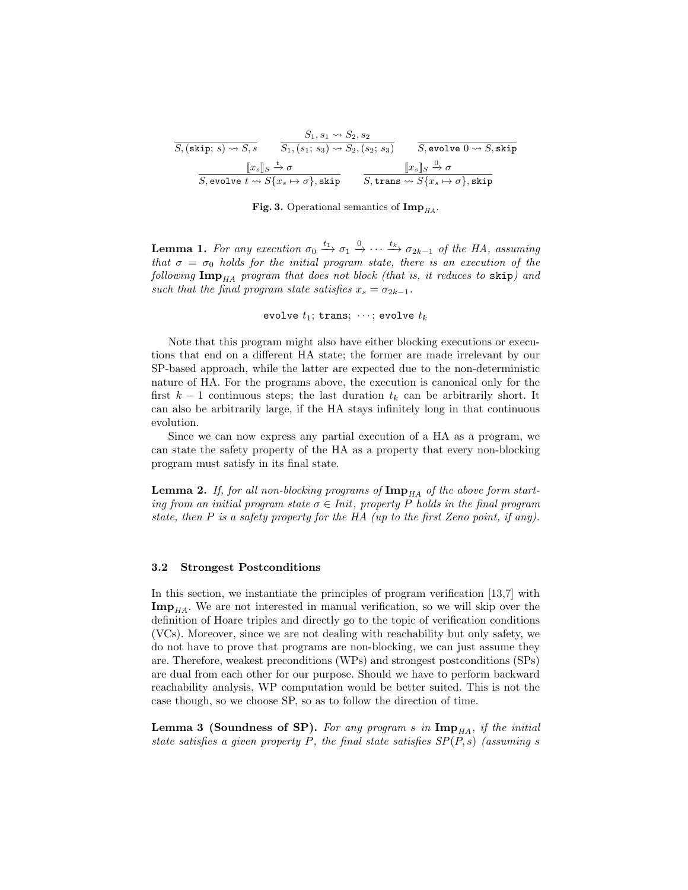$$\frac{}{S, (\texttt{skip};\ s) \rightsquigarrow S, s} \qquad \frac{S_1, s_1 \rightsquigarrow S_2, s_2}{S_1, (s_1;\ s_3) \rightsquigarrow S_2, (s_2;\ s_3)} \qquad \frac{}{S, \texttt{evolve}\ 0 \rightsquigarrow S, \texttt{skip}}$$

$$\frac{[\![x_s]\!]_S \xrightarrow{t} \sigma}{S, \texttt{evolve}\ t \rightsquigarrow S\{x_s \mapsto \sigma\}, \texttt{skip}} \qquad \frac{[\![x_s]\!]_S \xrightarrow{0} \sigma}{S, \texttt{trans} \rightsquigarrow S\{x_s \mapsto \sigma\}, \texttt{skip}}$$

**Fig. 3.** Operational semantics of $\mathbf{Imp}_{HA}$.

**Lemma 1.** *For any execution $\sigma_0 \xrightarrow{t_1} \sigma_1 \xrightarrow{0} \cdots \xrightarrow{t_k} \sigma_{2k-1}$ of the HA, assuming that $\sigma = \sigma_0$ holds for the initial program state, there is an execution of the following $\mathbf{Imp}_{HA}$ program that does not block (that is, it reduces to* `skip`*) and such that the final program state satisfies $x_s = \sigma_{2k-1}$.*

$$\texttt{evolve}\ t_1;\ \texttt{trans};\ \cdots;\ \texttt{evolve}\ t_k$$

Note that this program might also have either blocking executions or executions that end on a different HA state; the former are made irrelevant by our SP-based approach, while the latter are expected due to the non-deterministic nature of HA. For the programs above, the execution is canonical only for the first $k-1$ continuous steps; the last duration $t_k$ can be arbitrarily short. It can also be arbitrarily large, if the HA stays infinitely long in that continuous evolution.

Since we can now express any partial execution of a HA as a program, we can state the safety property of the HA as a property that every non-blocking program must satisfy in its final state.

**Lemma 2.** *If, for all non-blocking programs of $\mathbf{Imp}_{HA}$ of the above form starting from an initial program state $\sigma \in Init$, property $P$ holds in the final program state, then $P$ is a safety property for the HA (up to the first Zeno point, if any).*

### 3.2 Strongest Postconditions

In this section, we instantiate the principles of program verification [13,7] with $\mathbf{Imp}_{HA}$. We are not interested in manual verification, so we will skip over the definition of Hoare triples and directly go to the topic of verification conditions (VCs). Moreover, since we are not dealing with reachability but only safety, we do not have to prove that programs are non-blocking, we can just assume they are. Therefore, weakest preconditions (WPs) and strongest postconditions (SPs) are dual from each other for our purpose. Should we have to perform backward reachability analysis, WP computation would be better suited. This is not the case though, so we choose SP, so as to follow the direction of time.

**Lemma 3 (Soundness of SP).** *For any program $s$ in $\mathbf{Imp}_{HA}$, if the initial state satisfies a given property $P$, the final state satisfies $SP(P, s)$ (assuming $s$*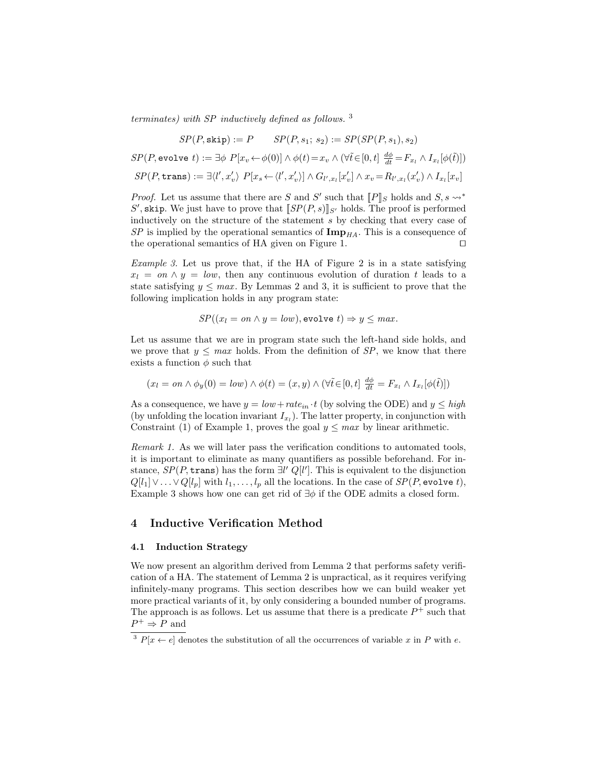*terminates) with SP inductively defined as follows.* [3]

$$SP(P, \texttt{skip}) := P \qquad SP(P, s_1;\ s_2) := SP(SP(P, s_1), s_2)$$

$$SP(P, \texttt{evolve}\ t) := \exists \phi\ P[x_v \leftarrow \phi(0)] \wedge \phi(t) = x_v \wedge (\forall \tilde{t} \in [0, t]\ \tfrac{d\phi}{dt} = F_{x_l} \wedge I_{x_l}[\phi(\tilde{t})])$$

$$SP(P, \texttt{trans}) := \exists \langle l', x_v' \rangle\ P[x_s \leftarrow \langle l', x_v' \rangle] \wedge G_{l', x_l}[x_v'] \wedge x_v = R_{l', x_l}(x_v') \wedge I_{x_l}[x_v]$$

*Proof.* Let us assume that there are $S$ and $S'$ such that $[\![P]\!]_S$ holds and $S, s \rightsquigarrow^* S', \texttt{skip}$. We just have to prove that $[\![SP(P, s)]\!]_{S'}$ holds. The proof is performed inductively on the structure of the statement $s$ by checking that every case of $SP$ is implied by the operational semantics of $\mathbf{Imp}_{HA}$. This is a consequence of the operational semantics of HA given on Figure 1. ◻

*Example 3.* Let us prove that, if the HA of Figure 2 is in a state satisfying $x_l = on \wedge y = low$, then any continuous evolution of duration $t$ leads to a state satisfying $y \leq max$. By Lemmas 2 and 3, it is sufficient to prove that the following implication holds in any program state:

$$SP((x_l = on \wedge y = low), \texttt{evolve}\ t) \Rightarrow y \leq max.$$

Let us assume that we are in program state such the left-hand side holds, and we prove that $y \leq max$ holds. From the definition of $SP$, we know that there exists a function $\phi$ such that

$$(x_l = on \wedge \phi_y(0) = low) \wedge \phi(t) = (x, y) \wedge (\forall \tilde{t} \in [0, t]\ \tfrac{d\phi}{dt} = F_{x_l} \wedge I_{x_l}[\phi(\tilde{t})])$$

As a consequence, we have $y = low + rate_{in} \cdot t$ (by solving the ODE) and $y \leq high$ (by unfolding the location invariant $I_{x_l}$). The latter property, in conjunction with Constraint (1) of Example 1, proves the goal $y \leq max$ by linear arithmetic.

*Remark 1.* As we will later pass the verification conditions to automated tools, it is important to eliminate as many quantifiers as possible beforehand. For instance, $SP(P, \texttt{trans})$ has the form $\exists l'\ Q[l']$. This is equivalent to the disjunction $Q[l_1] \vee \ldots \vee Q[l_p]$ with $l_1, \ldots, l_p$ all the locations. In the case of $SP(P, \texttt{evolve}\ t)$, Example 3 shows how one can get rid of $\exists \phi$ if the ODE admits a closed form.

## 4 Inductive Verification Method

### 4.1 Induction Strategy

We now present an algorithm derived from Lemma 2 that performs safety verification of a HA. The statement of Lemma 2 is unpractical, as it requires verifying infinitely-many programs. This section describes how we can build weaker yet more practical variants of it, by only considering a bounded number of programs. The approach is as follows. Let us assume that there is a predicate $P^+$ such that $P^+ \Rightarrow P$ and

[3] $P[x \leftarrow e]$ denotes the substitution of all the occurrences of variable $x$ in $P$ with $e$.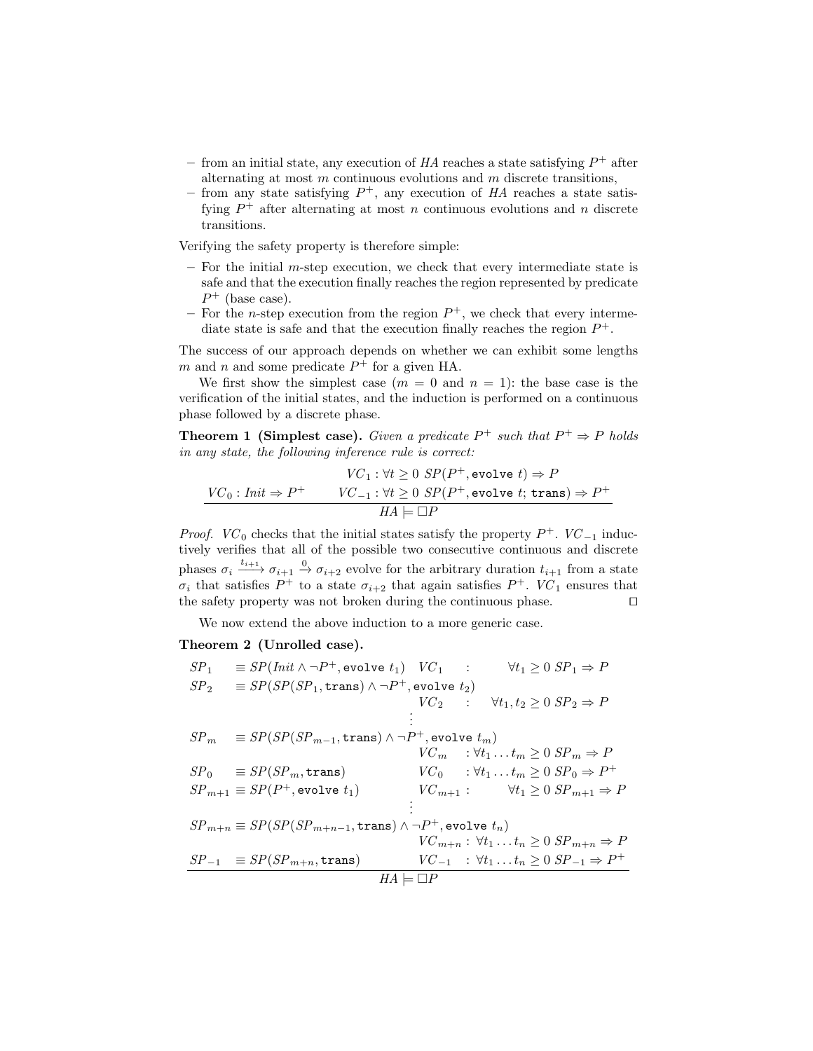– from an initial state, any execution of $HA$ reaches a state satisfying $P^+$ after alternating at most $m$ continuous evolutions and $m$ discrete transitions,
– from any state satisfying $P^+$, any execution of $HA$ reaches a state satisfying $P^+$ after alternating at most $n$ continuous evolutions and $n$ discrete transitions.

Verifying the safety property is therefore simple:

– For the initial $m$-step execution, we check that every intermediate state is safe and that the execution finally reaches the region represented by predicate $P^+$ (base case).
– For the $n$-step execution from the region $P^+$, we check that every intermediate state is safe and that the execution finally reaches the region $P^+$.

The success of our approach depends on whether we can exhibit some lengths $m$ and $n$ and some predicate $P^+$ for a given HA.

We first show the simplest case ($m = 0$ and $n = 1$): the base case is the verification of the initial states, and the induction is performed on a continuous phase followed by a discrete phase.

**Theorem 1 (Simplest case).** *Given a predicate $P^+$ such that $P^+ \Rightarrow P$ holds in any state, the following inference rule is correct:*

$$\frac{VC_0 : \mathit{Init} \Rightarrow P^+ \qquad \begin{array}{l} VC_1 : \forall t \geq 0 \; SP(P^+, \texttt{evolve}\ t) \Rightarrow P \\ VC_{-1} : \forall t \geq 0 \; SP(P^+, \texttt{evolve}\ t; \texttt{trans}) \Rightarrow P^+ \end{array}}{HA \models \Box P}$$

*Proof.* $VC_0$ checks that the initial states satisfy the property $P^+$. $VC_{-1}$ inductively verifies that all of the possible two consecutive continuous and discrete phases $\sigma_i \xrightarrow{t_{i+1}} \sigma_{i+1} \xrightarrow{0} \sigma_{i+2}$ evolve for the arbitrary duration $t_{i+1}$ from a state $\sigma_i$ that satisfies $P^+$ to a state $\sigma_{i+2}$ that again satisfies $P^+$. $VC_1$ ensures that the safety property was not broken during the continuous phase. $\square$

We now extend the above induction to a more generic case.

**Theorem 2 (Unrolled case).**

$$\frac{\begin{array}{lll}
SP_1 \equiv SP(\mathit{Init} \wedge \neg P^+, \texttt{evolve}\ t_1) & VC_1 & : \forall t_1 \geq 0 \; SP_1 \Rightarrow P \\
SP_2 \equiv SP(SP(SP_1, \texttt{trans}) \wedge \neg P^+, \texttt{evolve}\ t_2) & & \\
 & VC_2 & : \forall t_1, t_2 \geq 0 \; SP_2 \Rightarrow P \\
 & \vdots & \\
SP_m \equiv SP(SP(SP_{m-1}, \texttt{trans}) \wedge \neg P^+, \texttt{evolve}\ t_m) & & \\
 & VC_m & : \forall t_1 \ldots t_m \geq 0 \; SP_m \Rightarrow P \\
SP_0 \equiv SP(SP_m, \texttt{trans}) & VC_0 & : \forall t_1 \ldots t_m \geq 0 \; SP_0 \Rightarrow P^+ \\
SP_{m+1} \equiv SP(P^+, \texttt{evolve}\ t_1) & VC_{m+1} & : \forall t_1 \geq 0 \; SP_{m+1} \Rightarrow P \\
 & \vdots & \\
SP_{m+n} \equiv SP(SP(SP_{m+n-1}, \texttt{trans}) \wedge \neg P^+, \texttt{evolve}\ t_n) & & \\
 & VC_{m+n} & : \forall t_1 \ldots t_n \geq 0 \; SP_{m+n} \Rightarrow P \\
SP_{-1} \equiv SP(SP_{m+n}, \texttt{trans}) & VC_{-1} & : \forall t_1 \ldots t_n \geq 0 \; SP_{-1} \Rightarrow P^+
\end{array}}{HA \models \Box P}$$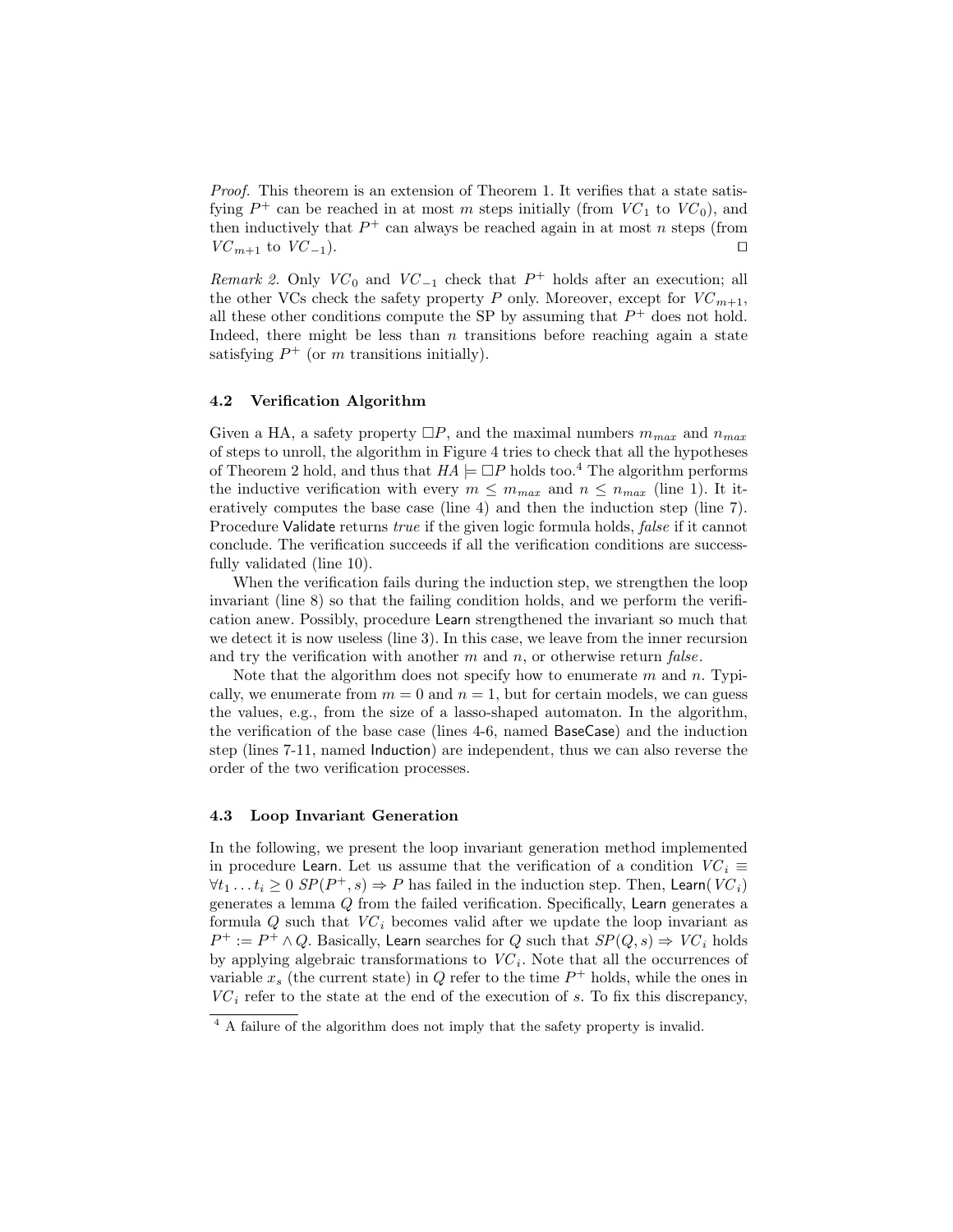*Proof.* This theorem is an extension of Theorem 1. It verifies that a state satisfying $P^+$ can be reached in at most $m$ steps initially (from $VC_1$ to $VC_0$), and then inductively that $P^+$ can always be reached again in at most $n$ steps (from $VC_{m+1}$ to $VC_{-1}$). ◻

*Remark 2.* Only $VC_0$ and $VC_{-1}$ check that $P^+$ holds after an execution; all the other VCs check the safety property $P$ only. Moreover, except for $VC_{m+1}$, all these other conditions compute the SP by assuming that $P^+$ does not hold. Indeed, there might be less than $n$ transitions before reaching again a state satisfying $P^+$ (or $m$ transitions initially).

### 4.2 Verification Algorithm

Given a HA, a safety property $\square P$, and the maximal numbers $m_{max}$ and $n_{max}$ of steps to unroll, the algorithm in Figure 4 tries to check that all the hypotheses of Theorem 2 hold, and thus that $HA \models \square P$ holds too.[4] The algorithm performs the inductive verification with every $m \leq m_{max}$ and $n \leq n_{max}$ (line 1). It iteratively computes the base case (line 4) and then the induction step (line 7). Procedure Validate returns *true* if the given logic formula holds, *false* if it cannot conclude. The verification succeeds if all the verification conditions are successfully validated (line 10).

When the verification fails during the induction step, we strengthen the loop invariant (line 8) so that the failing condition holds, and we perform the verification anew. Possibly, procedure Learn strengthened the invariant so much that we detect it is now useless (line 3). In this case, we leave from the inner recursion and try the verification with another $m$ and $n$, or otherwise return *false*.

Note that the algorithm does not specify how to enumerate $m$ and $n$. Typically, we enumerate from $m = 0$ and $n = 1$, but for certain models, we can guess the values, e.g., from the size of a lasso-shaped automaton. In the algorithm, the verification of the base case (lines 4-6, named BaseCase) and the induction step (lines 7-11, named Induction) are independent, thus we can also reverse the order of the two verification processes.

### 4.3 Loop Invariant Generation

In the following, we present the loop invariant generation method implemented in procedure Learn. Let us assume that the verification of a condition $VC_i \equiv \forall t_1 \dots t_i \geq 0 \; SP(P^+, s) \Rightarrow P$ has failed in the induction step. Then, Learn($VC_i$) generates a lemma $Q$ from the failed verification. Specifically, Learn generates a formula $Q$ such that $VC_i$ becomes valid after we update the loop invariant as $P^+ := P^+ \wedge Q$. Basically, Learn searches for $Q$ such that $SP(Q, s) \Rightarrow VC_i$ holds by applying algebraic transformations to $VC_i$. Note that all the occurrences of variable $x_s$ (the current state) in $Q$ refer to the time $P^+$ holds, while the ones in $VC_i$ refer to the state at the end of the execution of $s$. To fix this discrepancy,

[4] A failure of the algorithm does not imply that the safety property is invalid.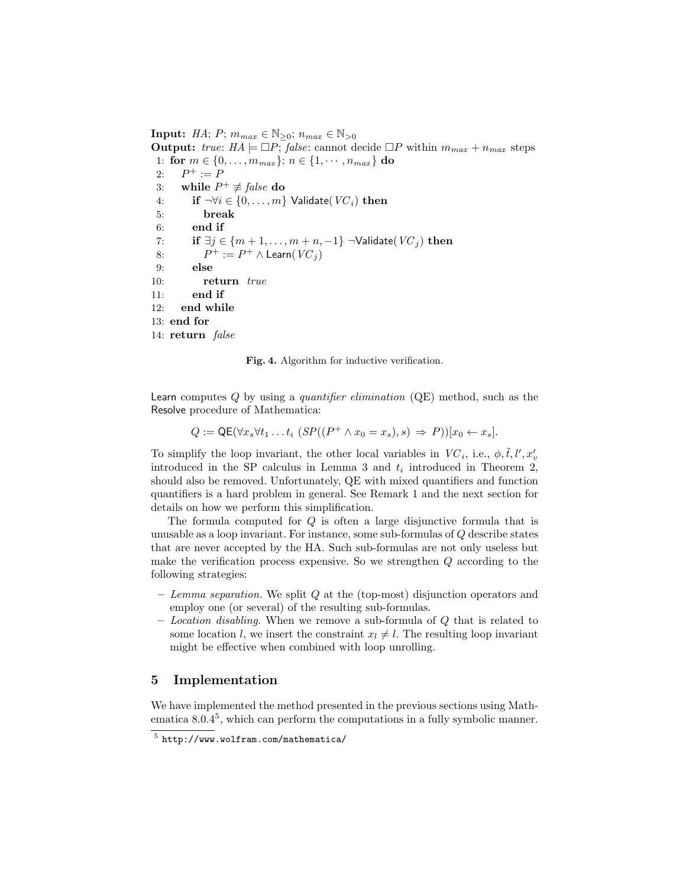**Input:** $HA$; $P$; $m_{max} \in \mathbb{N}_{\geq 0}$; $n_{max} \in \mathbb{N}_{>0}$
**Output:** *true*: $HA \models \Box P$; *false*: cannot decide $\Box P$ within $m_{max} + n_{max}$ steps

```
 1: for m ∈ {0, ..., m_max}; n ∈ {1, ..., n_max} do
 2:   P+ := P
 3:   while P+ ≢ false do
 4:     if ¬∀i ∈ {0, ..., m} Validate(VC_i) then
 5:       break
 6:     end if
 7:     if ∃j ∈ {m+1, ..., m+n, −1} ¬Validate(VC_j) then
 8:       P+ := P+ ∧ Learn(VC_j)
 9:     else
10:       return true
11:     end if
12:   end while
13: end for
14: return false
```

**Fig. 4.** Algorithm for inductive verification.

Learn computes $Q$ by using a *quantifier elimination* (QE) method, such as the Resolve procedure of Mathematica:

$$Q := \mathsf{QE}(\forall x_s \forall t_1 \dots t_i \ (SP((P^+ \wedge x_0 = x_s), s) \Rightarrow P))[x_0 \leftarrow x_s].$$

To simplify the loop invariant, the other local variables in $VC_i$, i.e., $\phi, \tilde{t}, l', x'_v$ introduced in the SP calculus in Lemma 3 and $t_i$ introduced in Theorem 2, should also be removed. Unfortunately, QE with mixed quantifiers and function quantifiers is a hard problem in general. See Remark 1 and the next section for details on how we perform this simplification.

The formula computed for $Q$ is often a large disjunctive formula that is unusable as a loop invariant. For instance, some sub-formulas of $Q$ describe states that are never accepted by the HA. Such sub-formulas are not only useless but make the verification process expensive. So we strengthen $Q$ according to the following strategies:

- *Lemma separation.* We split $Q$ at the (top-most) disjunction operators and employ one (or several) of the resulting sub-formulas.
- *Location disabling.* When we remove a sub-formula of $Q$ that is related to some location $l$, we insert the constraint $x_l \neq l$. The resulting loop invariant might be effective when combined with loop unrolling.

## 5 Implementation

We have implemented the method presented in the previous sections using Mathematica 8.0.4[5], which can perform the computations in a fully symbolic manner.

[5] http://www.wolfram.com/mathematica/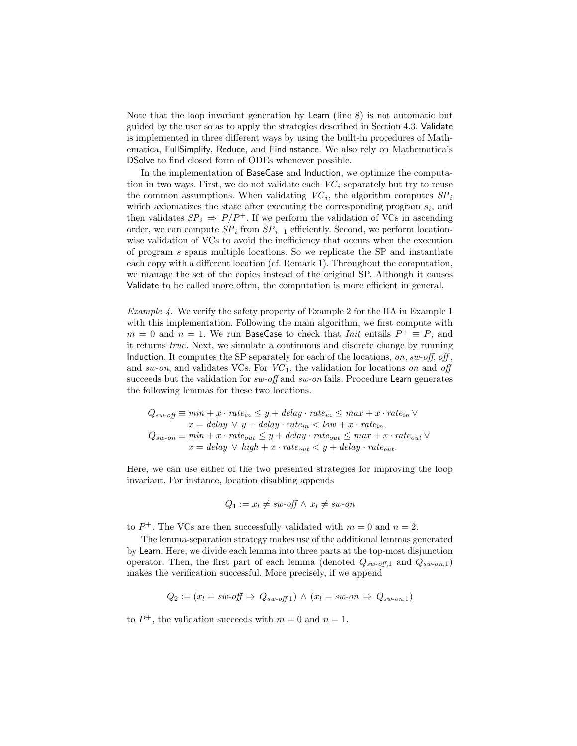Note that the loop invariant generation by Learn (line 8) is not automatic but guided by the user so as to apply the strategies described in Section 4.3. Validate is implemented in three different ways by using the built-in procedures of Mathematica, FullSimplify, Reduce, and FindInstance. We also rely on Mathematica's DSolve to find closed form of ODEs whenever possible.

In the implementation of BaseCase and Induction, we optimize the computation in two ways. First, we do not validate each $VC_i$ separately but try to reuse the common assumptions. When validating $VC_i$, the algorithm computes $SP_i$ which axiomatizes the state after executing the corresponding program $s_i$, and then validates $SP_i \Rightarrow P/P^+$. If we perform the validation of VCs in ascending order, we can compute $SP_i$ from $SP_{i-1}$ efficiently. Second, we perform location-wise validation of VCs to avoid the inefficiency that occurs when the execution of program $s$ spans multiple locations. So we replicate the SP and instantiate each copy with a different location (cf. Remark 1). Throughout the computation, we manage the set of the copies instead of the original SP. Although it causes Validate to be called more often, the computation is more efficient in general.

*Example 4.* We verify the safety property of Example 2 for the HA in Example 1 with this implementation. Following the main algorithm, we first compute with $m = 0$ and $n = 1$. We run BaseCase to check that *Init* entails $P^+ \equiv P$, and it returns *true*. Next, we simulate a continuous and discrete change by running Induction. It computes the SP separately for each of the locations, *on*, *sw-off*, *off*, and *sw-on*, and validates VCs. For $VC_1$, the validation for locations *on* and *off* succeeds but the validation for *sw-off* and *sw-on* fails. Procedure Learn generates the following lemmas for these two locations.

$$
\begin{aligned}
Q_{\textit{sw-off}} \equiv\ & \textit{min} + x \cdot \textit{rate}_{in} \leq y + \textit{delay} \cdot \textit{rate}_{in} \leq \textit{max} + x \cdot \textit{rate}_{in} \lor \\
& x = \textit{delay} \lor y + \textit{delay} \cdot \textit{rate}_{in} < \textit{low} + x \cdot \textit{rate}_{in}, \\
Q_{\textit{sw-on}} \equiv\ & \textit{min} + x \cdot \textit{rate}_{out} \leq y + \textit{delay} \cdot \textit{rate}_{out} \leq \textit{max} + x \cdot \textit{rate}_{out} \lor \\
& x = \textit{delay} \lor \textit{high} + x \cdot \textit{rate}_{out} < y + \textit{delay} \cdot \textit{rate}_{out}.
\end{aligned}
$$

Here, we can use either of the two presented strategies for improving the loop invariant. For instance, location disabling appends

$$Q_1 := x_l \neq \textit{sw-off} \land x_l \neq \textit{sw-on}$$

to $P^+$. The VCs are then successfully validated with $m = 0$ and $n = 2$.

The lemma-separation strategy makes use of the additional lemmas generated by Learn. Here, we divide each lemma into three parts at the top-most disjunction operator. Then, the first part of each lemma (denoted $Q_{\textit{sw-off},1}$ and $Q_{\textit{sw-on},1}$) makes the verification successful. More precisely, if we append

$$Q_2 := (x_l = \textit{sw-off} \Rightarrow Q_{\textit{sw-off},1}) \land (x_l = \textit{sw-on} \Rightarrow Q_{\textit{sw-on},1})$$

to $P^+$, the validation succeeds with $m = 0$ and $n = 1$.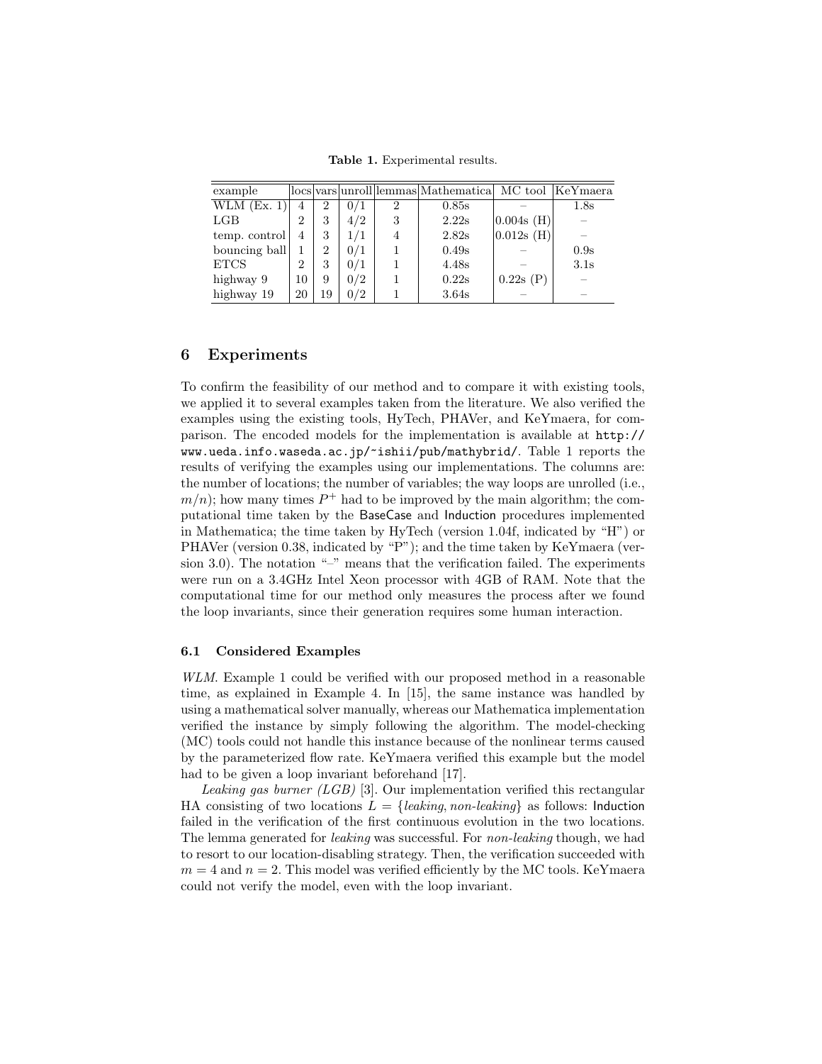**Table 1.** Experimental results.

| example | locs | vars | unroll | lemmas | Mathematica | MC tool | KeYmaera |
|---|---|---|---|---|---|---|---|
| WLM (Ex. 1) | 4 | 2 | 0/1 | 2 | 0.85s | – | 1.8s |
| LGB | 2 | 3 | 4/2 | 3 | 2.22s | 0.004s (H) | – |
| temp. control | 4 | 3 | 1/1 | 4 | 2.82s | 0.012s (H) | – |
| bouncing ball | 1 | 2 | 0/1 | 1 | 0.49s | – | 0.9s |
| ETCS | 2 | 3 | 0/1 | 1 | 4.48s | – | 3.1s |
| highway 9 | 10 | 9 | 0/2 | 1 | 0.22s | 0.22s (P) | – |
| highway 19 | 20 | 19 | 0/2 | 1 | 3.64s | – | – |

## 6 Experiments

To confirm the feasibility of our method and to compare it with existing tools, we applied it to several examples taken from the literature. We also verified the examples using the existing tools, HyTech, PHAVer, and KeYmaera, for comparison. The encoded models for the implementation is available at `http://www.ueda.info.waseda.ac.jp/~ishii/pub/mathybrid/`. Table 1 reports the results of verifying the examples using our implementations. The columns are: the number of locations; the number of variables; the way loops are unrolled (i.e., $m/n$); how many times $P^+$ had to be improved by the main algorithm; the computational time taken by the BaseCase and Induction procedures implemented in Mathematica; the time taken by HyTech (version 1.04f, indicated by "H") or PHAVer (version 0.38, indicated by "P"); and the time taken by KeYmaera (version 3.0). The notation "–" means that the verification failed. The experiments were run on a 3.4GHz Intel Xeon processor with 4GB of RAM. Note that the computational time for our method only measures the process after we found the loop invariants, since their generation requires some human interaction.

### 6.1 Considered Examples

*WLM.* Example 1 could be verified with our proposed method in a reasonable time, as explained in Example 4. In [15], the same instance was handled by using a mathematical solver manually, whereas our Mathematica implementation verified the instance by simply following the algorithm. The model-checking (MC) tools could not handle this instance because of the nonlinear terms caused by the parameterized flow rate. KeYmaera verified this example but the model had to be given a loop invariant beforehand [17].

*Leaking gas burner (LGB)* [3]. Our implementation verified this rectangular HA consisting of two locations $L = \{leaking, non\text{-}leaking\}$ as follows: Induction failed in the verification of the first continuous evolution in the two locations. The lemma generated for *leaking* was successful. For *non-leaking* though, we had to resort to our location-disabling strategy. Then, the verification succeeded with $m = 4$ and $n = 2$. This model was verified efficiently by the MC tools. KeYmaera could not verify the model, even with the loop invariant.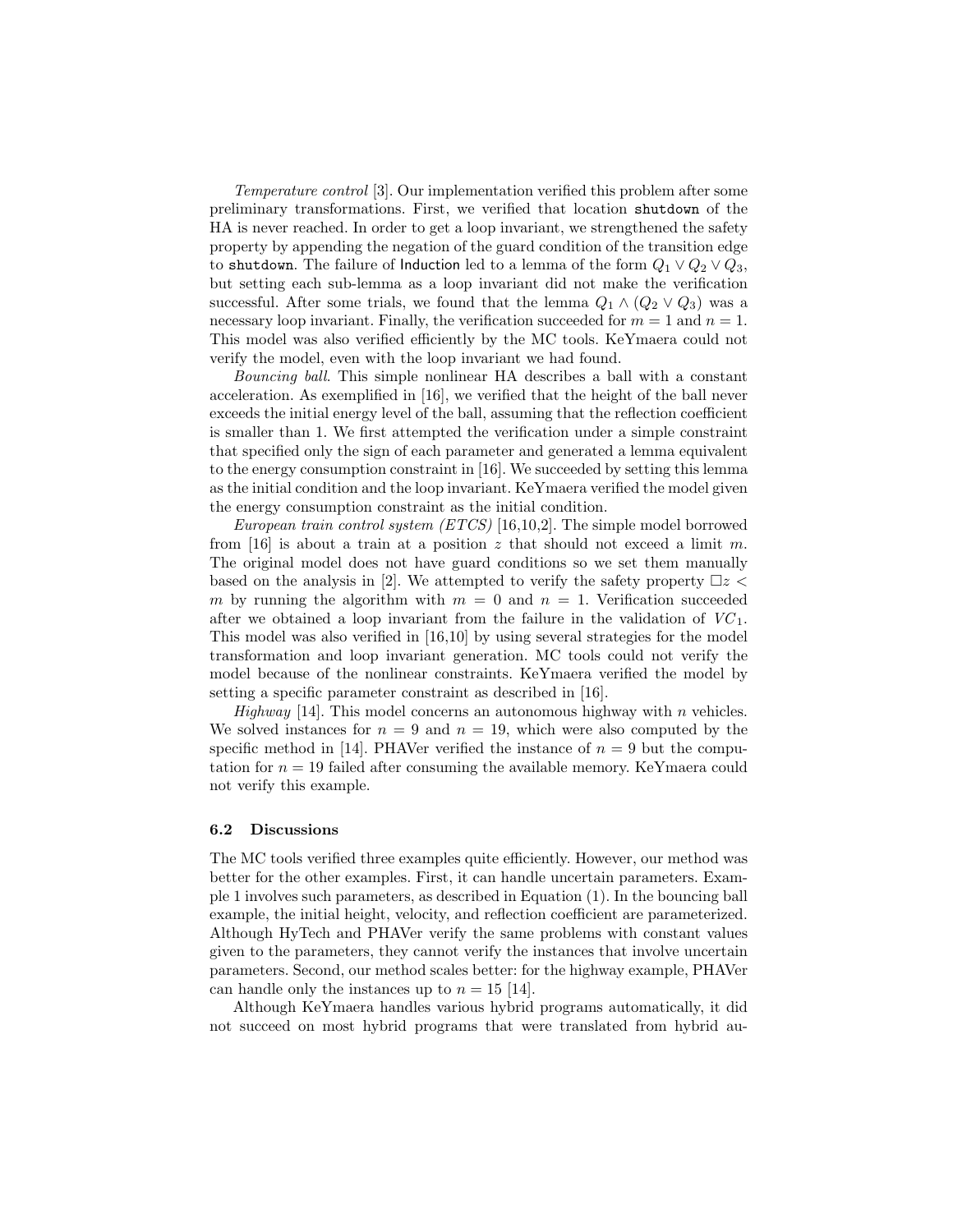*Temperature control* [3]. Our implementation verified this problem after some preliminary transformations. First, we verified that location `shutdown` of the HA is never reached. In order to get a loop invariant, we strengthened the safety property by appending the negation of the guard condition of the transition edge to `shutdown`. The failure of Induction led to a lemma of the form $Q_1 \vee Q_2 \vee Q_3$, but setting each sub-lemma as a loop invariant did not make the verification successful. After some trials, we found that the lemma $Q_1 \wedge (Q_2 \vee Q_3)$ was a necessary loop invariant. Finally, the verification succeeded for $m = 1$ and $n = 1$. This model was also verified efficiently by the MC tools. KeYmaera could not verify the model, even with the loop invariant we had found.

*Bouncing ball*. This simple nonlinear HA describes a ball with a constant acceleration. As exemplified in [16], we verified that the height of the ball never exceeds the initial energy level of the ball, assuming that the reflection coefficient is smaller than 1. We first attempted the verification under a simple constraint that specified only the sign of each parameter and generated a lemma equivalent to the energy consumption constraint in [16]. We succeeded by setting this lemma as the initial condition and the loop invariant. KeYmaera verified the model given the energy consumption constraint as the initial condition.

*European train control system (ETCS)* [16,10,2]. The simple model borrowed from [16] is about a train at a position $z$ that should not exceed a limit $m$. The original model does not have guard conditions so we set them manually based on the analysis in [2]. We attempted to verify the safety property $\Box z < m$ by running the algorithm with $m = 0$ and $n = 1$. Verification succeeded after we obtained a loop invariant from the failure in the validation of $VC_1$. This model was also verified in [16,10] by using several strategies for the model transformation and loop invariant generation. MC tools could not verify the model because of the nonlinear constraints. KeYmaera verified the model by setting a specific parameter constraint as described in [16].

*Highway* [14]. This model concerns an autonomous highway with $n$ vehicles. We solved instances for $n = 9$ and $n = 19$, which were also computed by the specific method in [14]. PHAVer verified the instance of $n = 9$ but the computation for $n = 19$ failed after consuming the available memory. KeYmaera could not verify this example.

### 6.2 Discussions

The MC tools verified three examples quite efficiently. However, our method was better for the other examples. First, it can handle uncertain parameters. Example 1 involves such parameters, as described in Equation (1). In the bouncing ball example, the initial height, velocity, and reflection coefficient are parameterized. Although HyTech and PHAVer verify the same problems with constant values given to the parameters, they cannot verify the instances that involve uncertain parameters. Second, our method scales better: for the highway example, PHAVer can handle only the instances up to $n = 15$ [14].

Although KeYmaera handles various hybrid programs automatically, it did not succeed on most hybrid programs that were translated from hybrid au-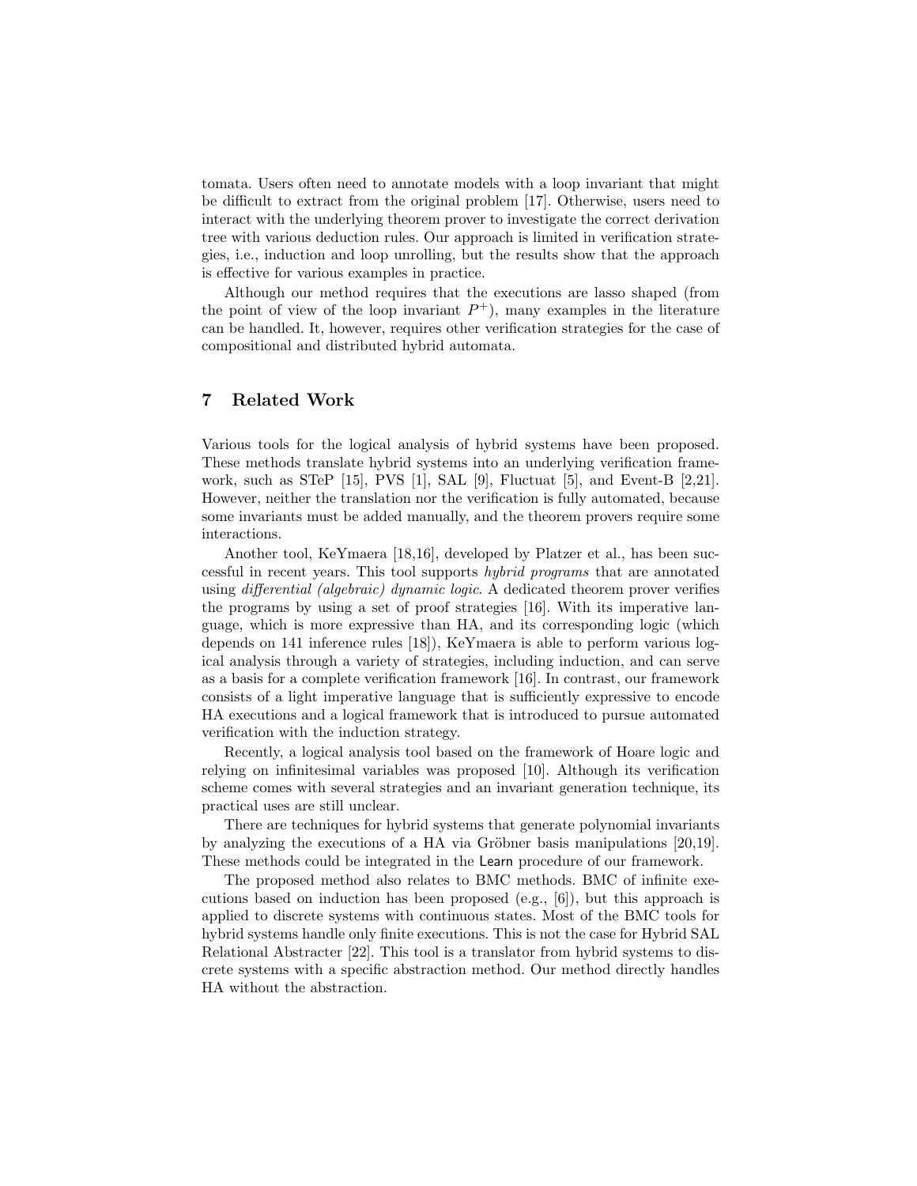tomata. Users often need to annotate models with a loop invariant that might be difficult to extract from the original problem [17]. Otherwise, users need to interact with the underlying theorem prover to investigate the correct derivation tree with various deduction rules. Our approach is limited in verification strategies, i.e., induction and loop unrolling, but the results show that the approach is effective for various examples in practice.

Although our method requires that the executions are lasso shaped (from the point of view of the loop invariant $P^+$), many examples in the literature can be handled. It, however, requires other verification strategies for the case of compositional and distributed hybrid automata.

## 7 Related Work

Various tools for the logical analysis of hybrid systems have been proposed. These methods translate hybrid systems into an underlying verification framework, such as STeP [15], PVS [1], SAL [9], Fluctuat [5], and Event-B [2,21]. However, neither the translation nor the verification is fully automated, because some invariants must be added manually, and the theorem provers require some interactions.

Another tool, KeYmaera [18,16], developed by Platzer et al., has been successful in recent years. This tool supports *hybrid programs* that are annotated using *differential (algebraic) dynamic logic*. A dedicated theorem prover verifies the programs by using a set of proof strategies [16]. With its imperative language, which is more expressive than HA, and its corresponding logic (which depends on 141 inference rules [18]), KeYmaera is able to perform various logical analysis through a variety of strategies, including induction, and can serve as a basis for a complete verification framework [16]. In contrast, our framework consists of a light imperative language that is sufficiently expressive to encode HA executions and a logical framework that is introduced to pursue automated verification with the induction strategy.

Recently, a logical analysis tool based on the framework of Hoare logic and relying on infinitesimal variables was proposed [10]. Although its verification scheme comes with several strategies and an invariant generation technique, its practical uses are still unclear.

There are techniques for hybrid systems that generate polynomial invariants by analyzing the executions of a HA via Gröbner basis manipulations [20,19]. These methods could be integrated in the Learn procedure of our framework.

The proposed method also relates to BMC methods. BMC of infinite executions based on induction has been proposed (e.g., [6]), but this approach is applied to discrete systems with continuous states. Most of the BMC tools for hybrid systems handle only finite executions. This is not the case for Hybrid SAL Relational Abstracter [22]. This tool is a translator from hybrid systems to discrete systems with a specific abstraction method. Our method directly handles HA without the abstraction.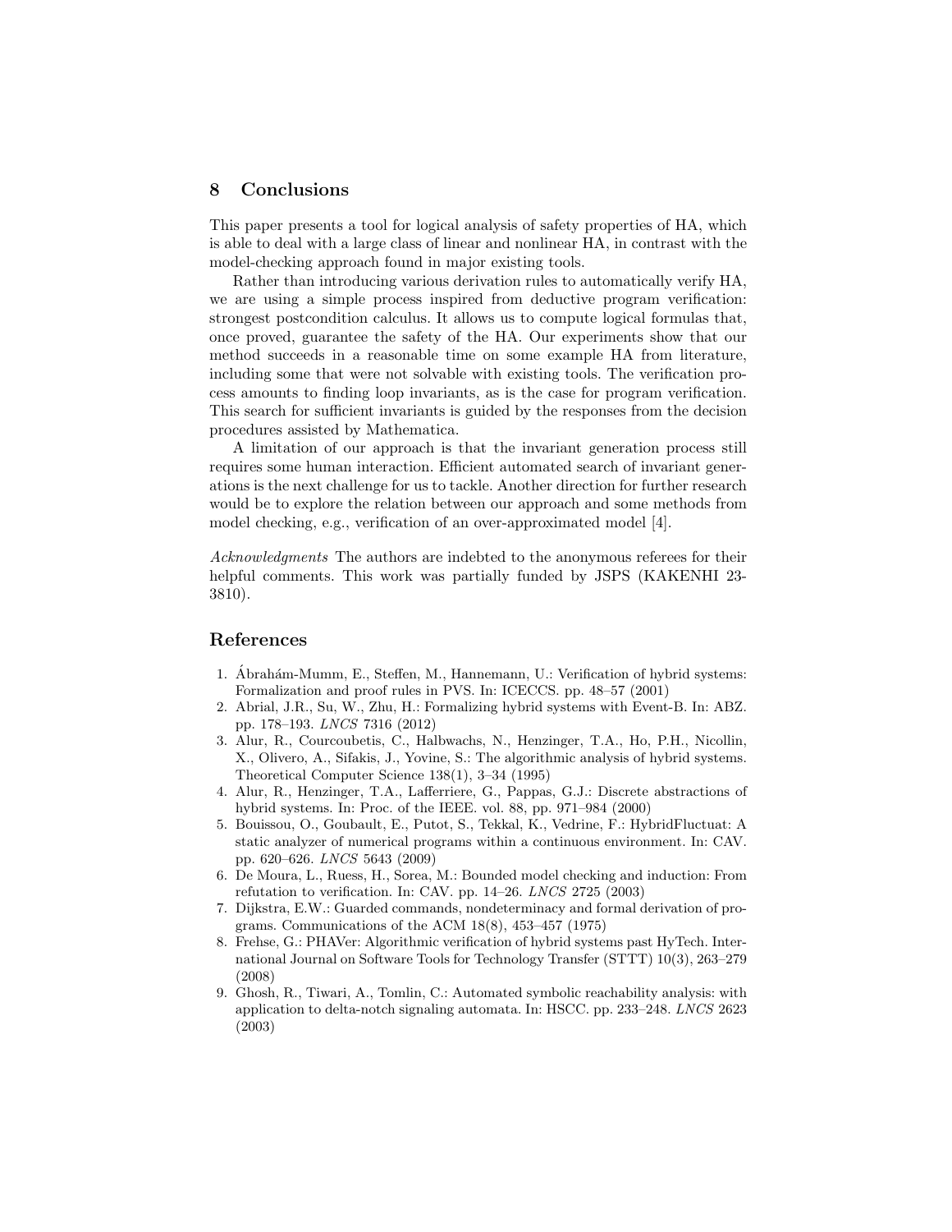## 8 Conclusions

This paper presents a tool for logical analysis of safety properties of HA, which is able to deal with a large class of linear and nonlinear HA, in contrast with the model-checking approach found in major existing tools.

Rather than introducing various derivation rules to automatically verify HA, we are using a simple process inspired from deductive program verification: strongest postcondition calculus. It allows us to compute logical formulas that, once proved, guarantee the safety of the HA. Our experiments show that our method succeeds in a reasonable time on some example HA from literature, including some that were not solvable with existing tools. The verification process amounts to finding loop invariants, as is the case for program verification. This search for sufficient invariants is guided by the responses from the decision procedures assisted by Mathematica.

A limitation of our approach is that the invariant generation process still requires some human interaction. Efficient automated search of invariant generations is the next challenge for us to tackle. Another direction for further research would be to explore the relation between our approach and some methods from model checking, e.g., verification of an over-approximated model [4].

*Acknowledgments* The authors are indebted to the anonymous referees for their helpful comments. This work was partially funded by JSPS (KAKENHI 23-3810).

## References

1. Ábrahám-Mumm, E., Steffen, M., Hannemann, U.: Verification of hybrid systems: Formalization and proof rules in PVS. In: ICECCS. pp. 48–57 (2001)
2. Abrial, J.R., Su, W., Zhu, H.: Formalizing hybrid systems with Event-B. In: ABZ. pp. 178–193. *LNCS* 7316 (2012)
3. Alur, R., Courcoubetis, C., Halbwachs, N., Henzinger, T.A., Ho, P.H., Nicollin, X., Olivero, A., Sifakis, J., Yovine, S.: The algorithmic analysis of hybrid systems. Theoretical Computer Science 138(1), 3–34 (1995)
4. Alur, R., Henzinger, T.A., Lafferriere, G., Pappas, G.J.: Discrete abstractions of hybrid systems. In: Proc. of the IEEE. vol. 88, pp. 971–984 (2000)
5. Bouissou, O., Goubault, E., Putot, S., Tekkal, K., Vedrine, F.: HybridFluctuat: A static analyzer of numerical programs within a continuous environment. In: CAV. pp. 620–626. *LNCS* 5643 (2009)
6. De Moura, L., Ruess, H., Sorea, M.: Bounded model checking and induction: From refutation to verification. In: CAV. pp. 14–26. *LNCS* 2725 (2003)
7. Dijkstra, E.W.: Guarded commands, nondeterminacy and formal derivation of programs. Communications of the ACM 18(8), 453–457 (1975)
8. Frehse, G.: PHAVer: Algorithmic verification of hybrid systems past HyTech. International Journal on Software Tools for Technology Transfer (STTT) 10(3), 263–279 (2008)
9. Ghosh, R., Tiwari, A., Tomlin, C.: Automated symbolic reachability analysis: with application to delta-notch signaling automata. In: HSCC. pp. 233–248. *LNCS* 2623 (2003)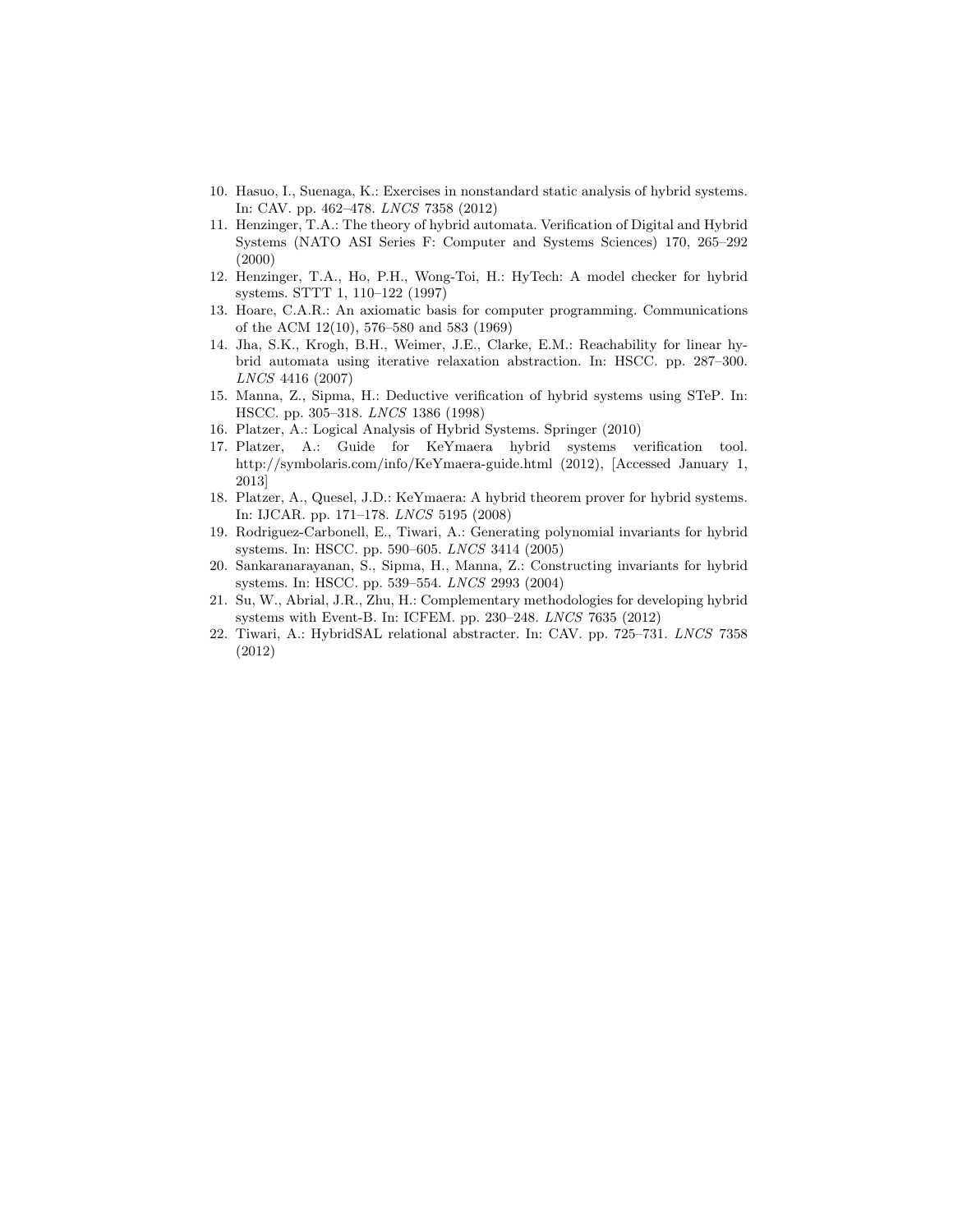10. Hasuo, I., Suenaga, K.: Exercises in nonstandard static analysis of hybrid systems. In: CAV. pp. 462–478. *LNCS* 7358 (2012)
11. Henzinger, T.A.: The theory of hybrid automata. Verification of Digital and Hybrid Systems (NATO ASI Series F: Computer and Systems Sciences) 170, 265–292 (2000)
12. Henzinger, T.A., Ho, P.H., Wong-Toi, H.: HyTech: A model checker for hybrid systems. STTT 1, 110–122 (1997)
13. Hoare, C.A.R.: An axiomatic basis for computer programming. Communications of the ACM 12(10), 576–580 and 583 (1969)
14. Jha, S.K., Krogh, B.H., Weimer, J.E., Clarke, E.M.: Reachability for linear hybrid automata using iterative relaxation abstraction. In: HSCC. pp. 287–300. *LNCS* 4416 (2007)
15. Manna, Z., Sipma, H.: Deductive verification of hybrid systems using STeP. In: HSCC. pp. 305–318. *LNCS* 1386 (1998)
16. Platzer, A.: Logical Analysis of Hybrid Systems. Springer (2010)
17. Platzer, A.: Guide for KeYmaera hybrid systems verification tool. http://symbolaris.com/info/KeYmaera-guide.html (2012), [Accessed January 1, 2013]
18. Platzer, A., Quesel, J.D.: KeYmaera: A hybrid theorem prover for hybrid systems. In: IJCAR. pp. 171–178. *LNCS* 5195 (2008)
19. Rodriguez-Carbonell, E., Tiwari, A.: Generating polynomial invariants for hybrid systems. In: HSCC. pp. 590–605. *LNCS* 3414 (2005)
20. Sankaranarayanan, S., Sipma, H., Manna, Z.: Constructing invariants for hybrid systems. In: HSCC. pp. 539–554. *LNCS* 2993 (2004)
21. Su, W., Abrial, J.R., Zhu, H.: Complementary methodologies for developing hybrid systems with Event-B. In: ICFEM. pp. 230–248. *LNCS* 7635 (2012)
22. Tiwari, A.: HybridSAL relational abstracter. In: CAV. pp. 725–731. *LNCS* 7358 (2012)